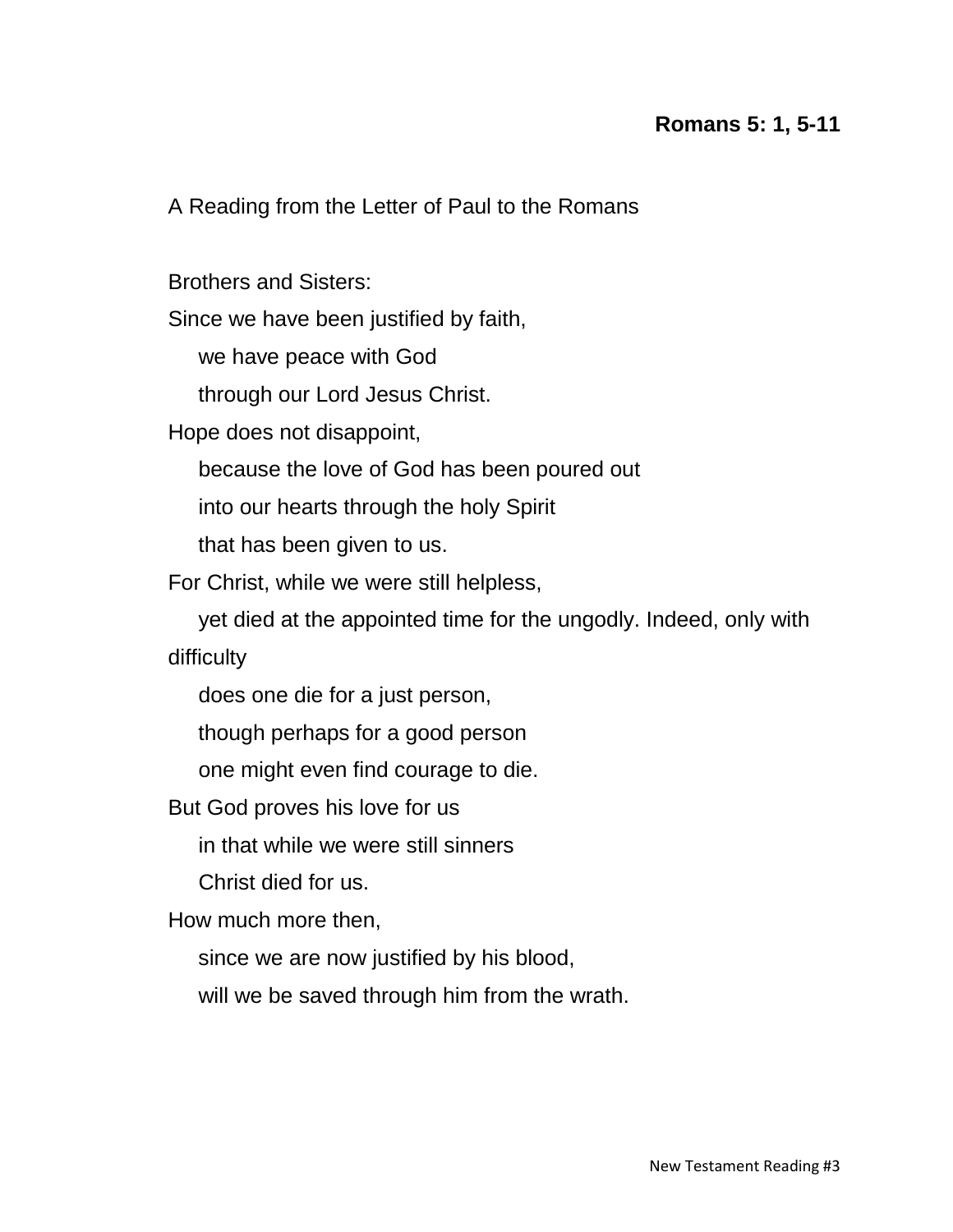**Romans 5: 1, 5-11**

A Reading from the Letter of Paul to the Romans

Brothers and Sisters:
Since we have been justified by faith,
  we have peace with God
  through our Lord Jesus Christ.
Hope does not disappoint,
  because the love of God has been poured out
  into our hearts through the holy Spirit
  that has been given to us.
For Christ, while we were still helpless,
  yet died at the appointed time for the ungodly. Indeed, only with difficulty
  does one die for a just person,
  though perhaps for a good person
  one might even find courage to die.
But God proves his love for us
  in that while we were still sinners
  Christ died for us.
How much more then,
  since we are now justified by his blood,
  will we be saved through him from the wrath.

New Testament Reading #3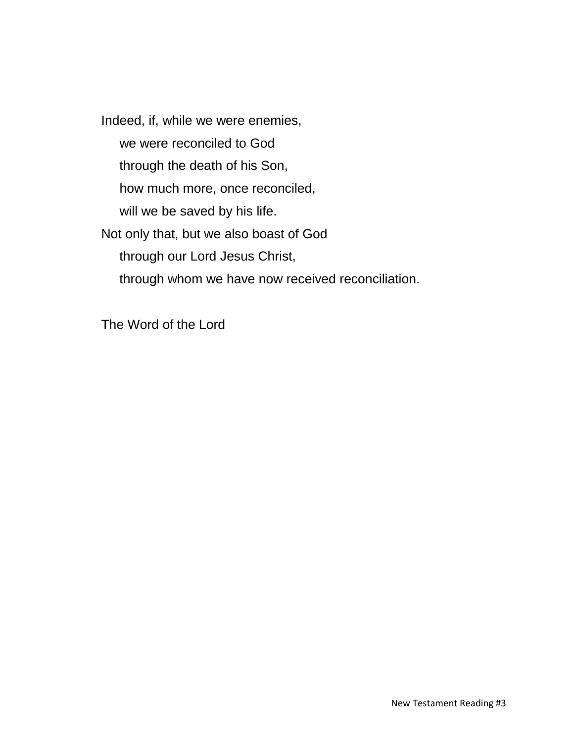Indeed, if, while we were enemies,
  we were reconciled to God
  through the death of his Son,
  how much more, once reconciled,
  will we be saved by his life.
Not only that, but we also boast of God
  through our Lord Jesus Christ,
  through whom we have now received reconciliation.

The Word of the Lord